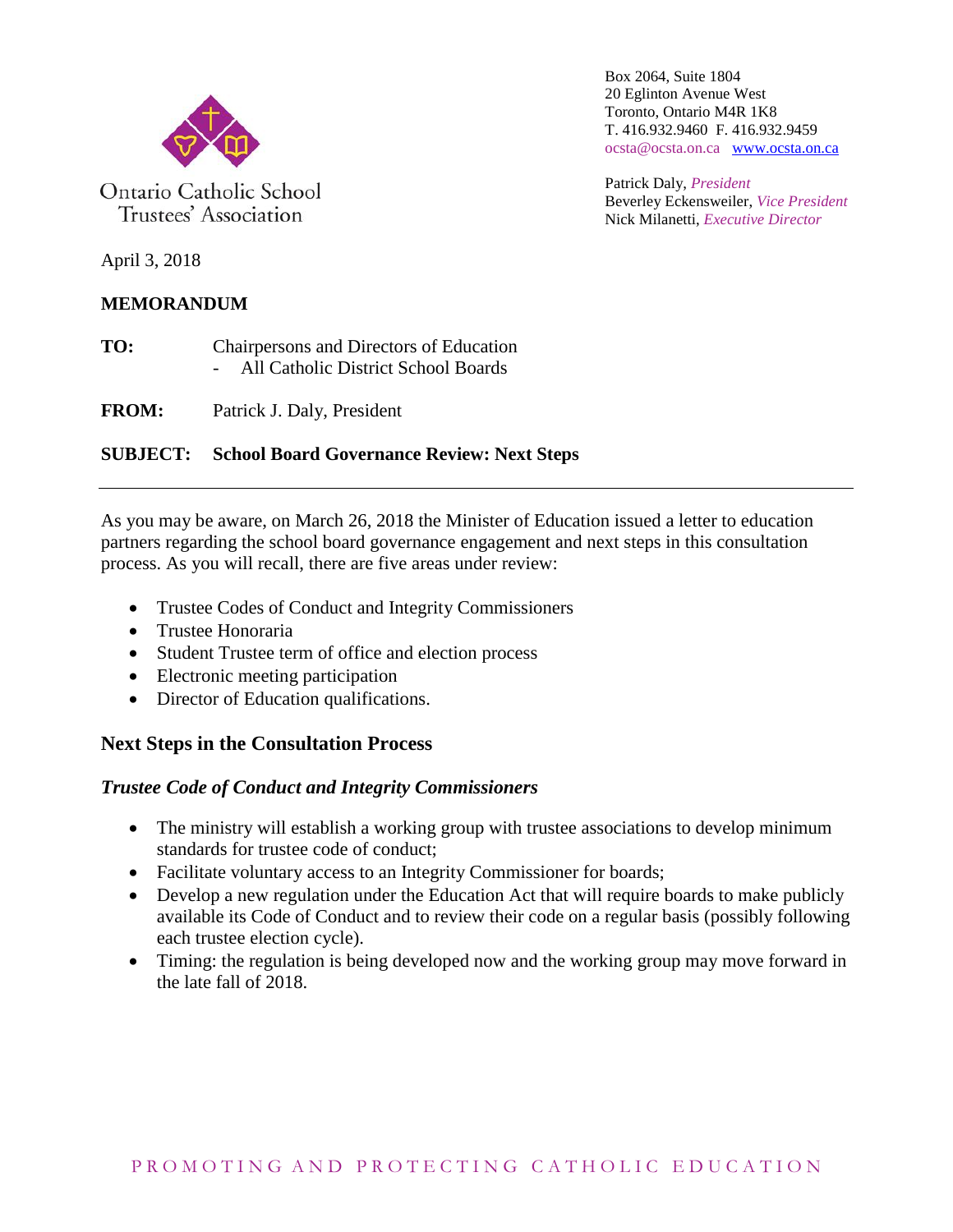Ontario Catholic School Trustees' Association

Box 2064, Suite 1804
20 Eglinton Avenue West
Toronto, Ontario M4R 1K8
T. 416.932.9460 F. 416.932.9459
ocsta@ocsta.on.ca www.ocsta.on.ca

Patrick Daly, *President*
Beverley Eckensweiler, *Vice President*
Nick Milanetti, *Executive Director*

April 3, 2018

**MEMORANDUM**

**TO:** Chairpersons and Directors of Education
- All Catholic District School Boards

**FROM:** Patrick J. Daly, President

**SUBJECT: School Board Governance Review: Next Steps**

---

As you may be aware, on March 26, 2018 the Minister of Education issued a letter to education partners regarding the school board governance engagement and next steps in this consultation process. As you will recall, there are five areas under review:

- Trustee Codes of Conduct and Integrity Commissioners
- Trustee Honoraria
- Student Trustee term of office and election process
- Electronic meeting participation
- Director of Education qualifications.

## Next Steps in the Consultation Process

### *Trustee Code of Conduct and Integrity Commissioners*

- The ministry will establish a working group with trustee associations to develop minimum standards for trustee code of conduct;
- Facilitate voluntary access to an Integrity Commissioner for boards;
- Develop a new regulation under the Education Act that will require boards to make publicly available its Code of Conduct and to review their code on a regular basis (possibly following each trustee election cycle).
- Timing: the regulation is being developed now and the working group may move forward in the late fall of 2018.

PROMOTING AND PROTECTING CATHOLIC EDUCATION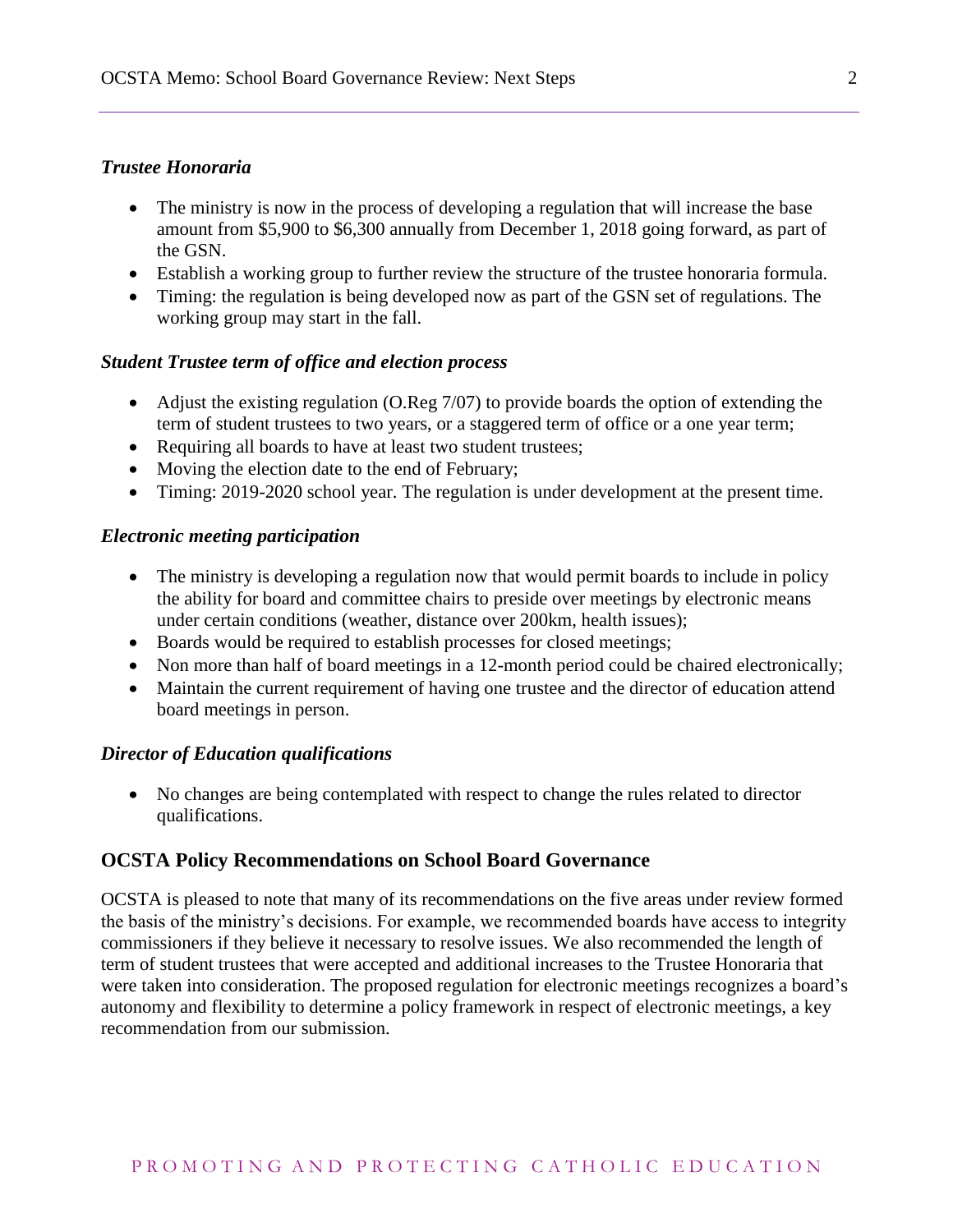### *Trustee Honoraria*

- The ministry is now in the process of developing a regulation that will increase the base amount from $5,900 to $6,300 annually from December 1, 2018 going forward, as part of the GSN.
- Establish a working group to further review the structure of the trustee honoraria formula.
- Timing: the regulation is being developed now as part of the GSN set of regulations. The working group may start in the fall.

### *Student Trustee term of office and election process*

- Adjust the existing regulation (O.Reg 7/07) to provide boards the option of extending the term of student trustees to two years, or a staggered term of office or a one year term;
- Requiring all boards to have at least two student trustees;
- Moving the election date to the end of February;
- Timing: 2019-2020 school year. The regulation is under development at the present time.

### *Electronic meeting participation*

- The ministry is developing a regulation now that would permit boards to include in policy the ability for board and committee chairs to preside over meetings by electronic means under certain conditions (weather, distance over 200km, health issues);
- Boards would be required to establish processes for closed meetings;
- Non more than half of board meetings in a 12-month period could be chaired electronically;
- Maintain the current requirement of having one trustee and the director of education attend board meetings in person.

### *Director of Education qualifications*

- No changes are being contemplated with respect to change the rules related to director qualifications.

## OCSTA Policy Recommendations on School Board Governance

OCSTA is pleased to note that many of its recommendations on the five areas under review formed the basis of the ministry's decisions. For example, we recommended boards have access to integrity commissioners if they believe it necessary to resolve issues. We also recommended the length of term of student trustees that were accepted and additional increases to the Trustee Honoraria that were taken into consideration. The proposed regulation for electronic meetings recognizes a board's autonomy and flexibility to determine a policy framework in respect of electronic meetings, a key recommendation from our submission.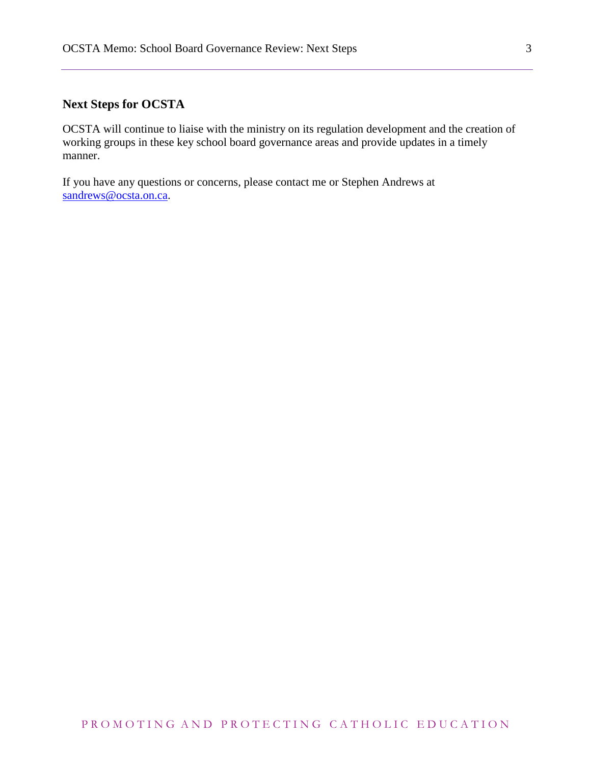## Next Steps for OCSTA

OCSTA will continue to liaise with the ministry on its regulation development and the creation of working groups in these key school board governance areas and provide updates in a timely manner.

If you have any questions or concerns, please contact me or Stephen Andrews at sandrews@ocsta.on.ca.